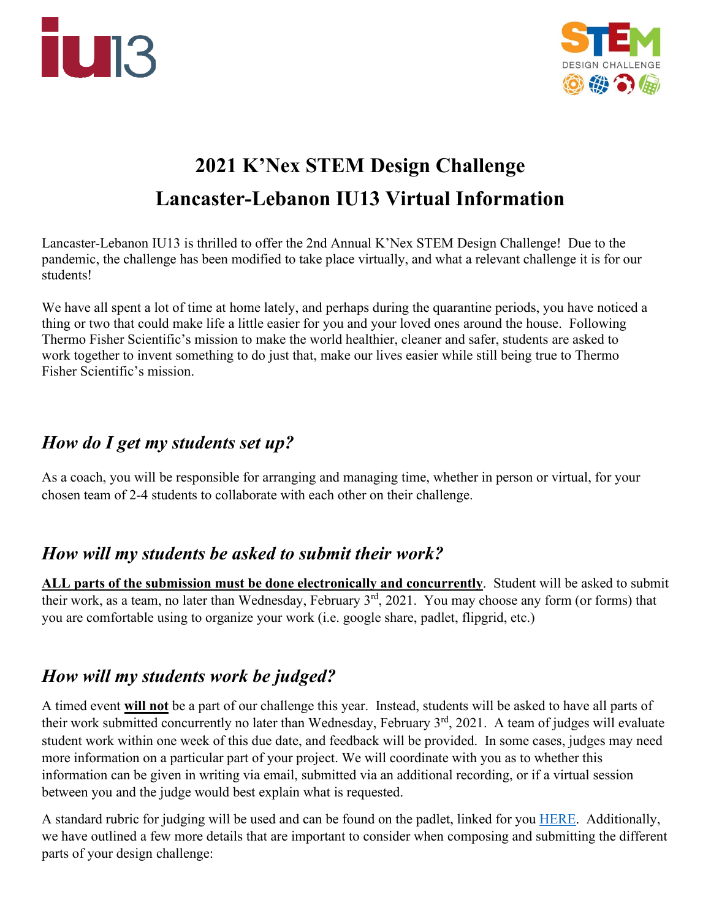# 2021 K'Nex STEM Design Challenge

# Lancaster-Lebanon IU13 Virtual Information

Lancaster-Lebanon IU13 is thrilled to offer the 2nd Annual K'Nex STEM Design Challenge! Due to the pandemic, the challenge has been modified to take place virtually, and what a relevant challenge it is for our students!

We have all spent a lot of time at home lately, and perhaps during the quarantine periods, you have noticed a thing or two that could make life a little easier for you and your loved ones around the house. Following Thermo Fisher Scientific's mission to make the world healthier, cleaner and safer, students are asked to work together to invent something to do just that, make our lives easier while still being true to Thermo Fisher Scientific's mission.

## *How do I get my students set up?*

As a coach, you will be responsible for arranging and managing time, whether in person or virtual, for your chosen team of 2-4 students to collaborate with each other on their challenge.

## *How will my students be asked to submit their work?*

<u>**ALL parts of the submission must be done electronically and concurrently**</u>. Student will be asked to submit their work, as a team, no later than Wednesday, February 3rd, 2021. You may choose any form (or forms) that you are comfortable using to organize your work (i.e. google share, padlet, flipgrid, etc.)

## *How will my students work be judged?*

A timed event <u>**will not**</u> be a part of our challenge this year. Instead, students will be asked to have all parts of their work submitted concurrently no later than Wednesday, February 3rd, 2021. A team of judges will evaluate student work within one week of this due date, and feedback will be provided. In some cases, judges may need more information on a particular part of your project. We will coordinate with you as to whether this information can be given in writing via email, submitted via an additional recording, or if a virtual session between you and the judge would best explain what is requested.

A standard rubric for judging will be used and can be found on the padlet, linked for you HERE. Additionally, we have outlined a few more details that are important to consider when composing and submitting the different parts of your design challenge: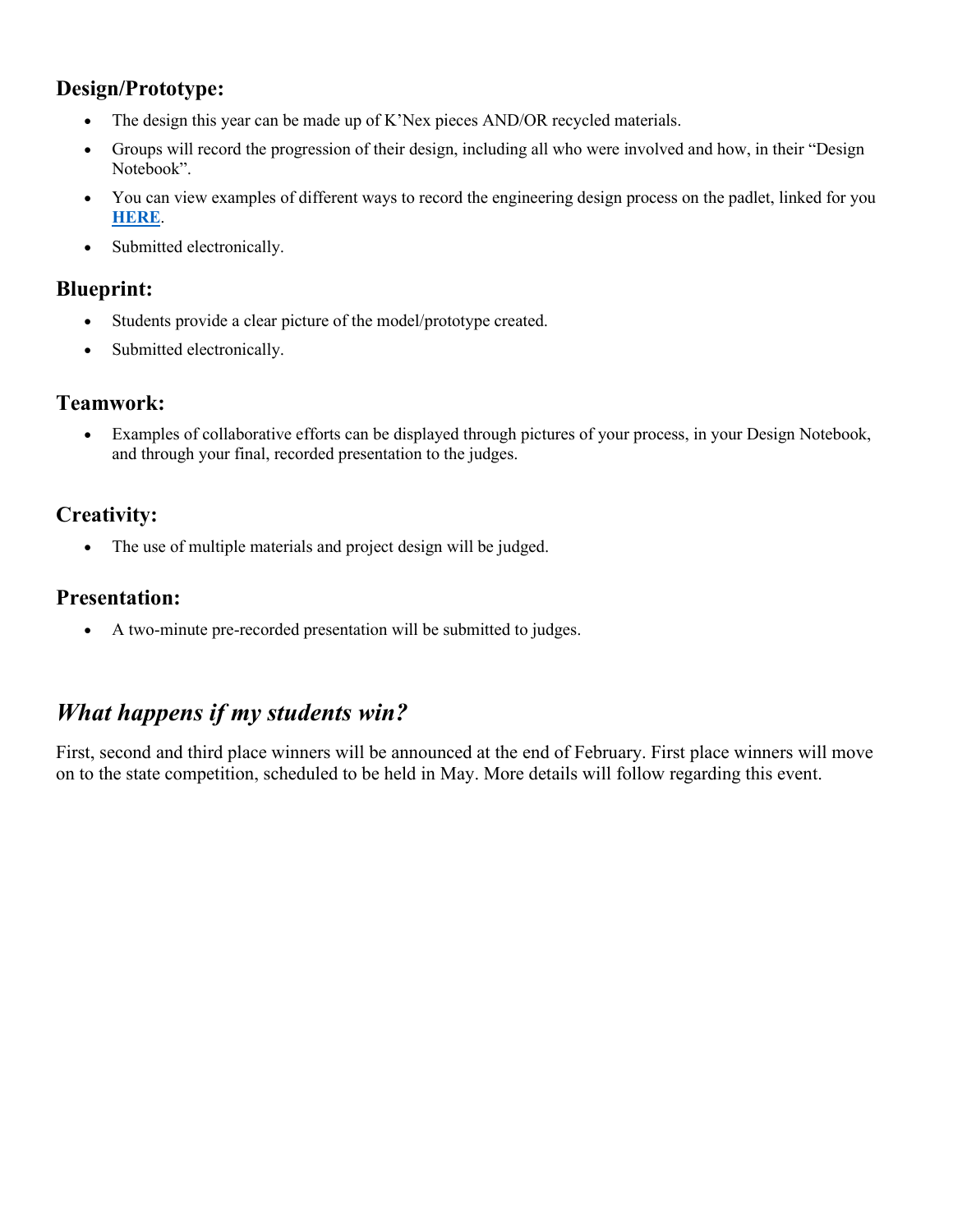### Design/Prototype:

- The design this year can be made up of K'Nex pieces AND/OR recycled materials.
- Groups will record the progression of their design, including all who were involved and how, in their "Design Notebook".
- You can view examples of different ways to record the engineering design process on the padlet, linked for you **HERE**.
- Submitted electronically.

### Blueprint:

- Students provide a clear picture of the model/prototype created.
- Submitted electronically.

### Teamwork:

- Examples of collaborative efforts can be displayed through pictures of your process, in your Design Notebook, and through your final, recorded presentation to the judges.

### Creativity:

- The use of multiple materials and project design will be judged.

### Presentation:

- A two-minute pre-recorded presentation will be submitted to judges.

## *What happens if my students win?*

First, second and third place winners will be announced at the end of February. First place winners will move on to the state competition, scheduled to be held in May. More details will follow regarding this event.